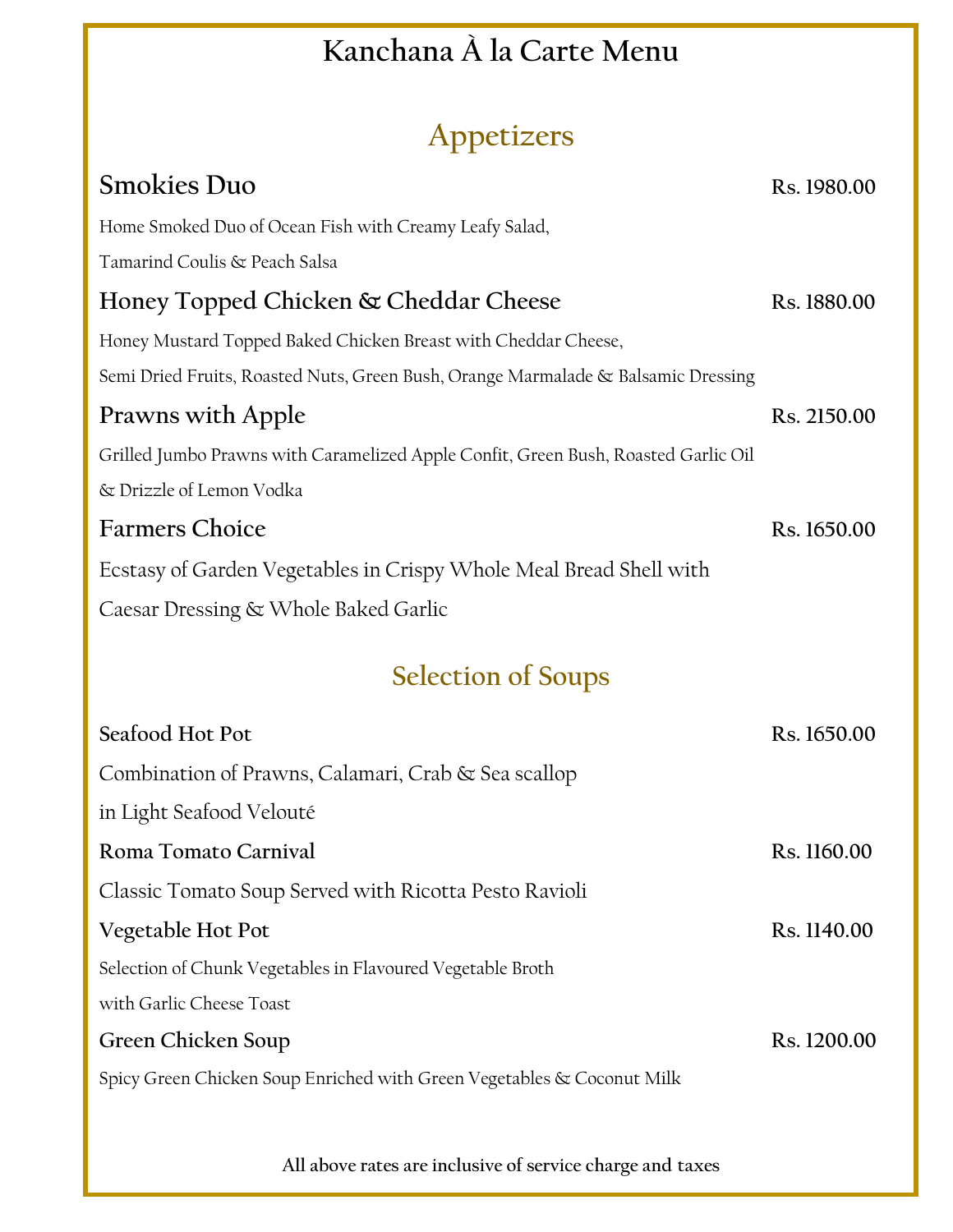# Kanchana À la Carte Menu

## Appetizers

### Smokies Duo
**Rs. 1980.00**

Home Smoked Duo of Ocean Fish with Creamy Leafy Salad,
Tamarind Coulis & Peach Salsa

### Honey Topped Chicken & Cheddar Cheese
**Rs. 1880.00**

Honey Mustard Topped Baked Chicken Breast with Cheddar Cheese,
Semi Dried Fruits, Roasted Nuts, Green Bush, Orange Marmalade & Balsamic Dressing

### Prawns with Apple
**Rs. 2150.00**

Grilled Jumbo Prawns with Caramelized Apple Confit, Green Bush, Roasted Garlic Oil
& Drizzle of Lemon Vodka

### Farmers Choice
**Rs. 1650.00**

Ecstasy of Garden Vegetables in Crispy Whole Meal Bread Shell with
Caesar Dressing & Whole Baked Garlic

## Selection of Soups

### Seafood Hot Pot
**Rs. 1650.00**

Combination of Prawns, Calamari, Crab & Sea scallop
in Light Seafood Velouté

### Roma Tomato Carnival
**Rs. 1160.00**

Classic Tomato Soup Served with Ricotta Pesto Ravioli

### Vegetable Hot Pot
**Rs. 1140.00**

Selection of Chunk Vegetables in Flavoured Vegetable Broth
with Garlic Cheese Toast

### Green Chicken Soup
**Rs. 1200.00**

Spicy Green Chicken Soup Enriched with Green Vegetables & Coconut Milk

**All above rates are inclusive of service charge and taxes**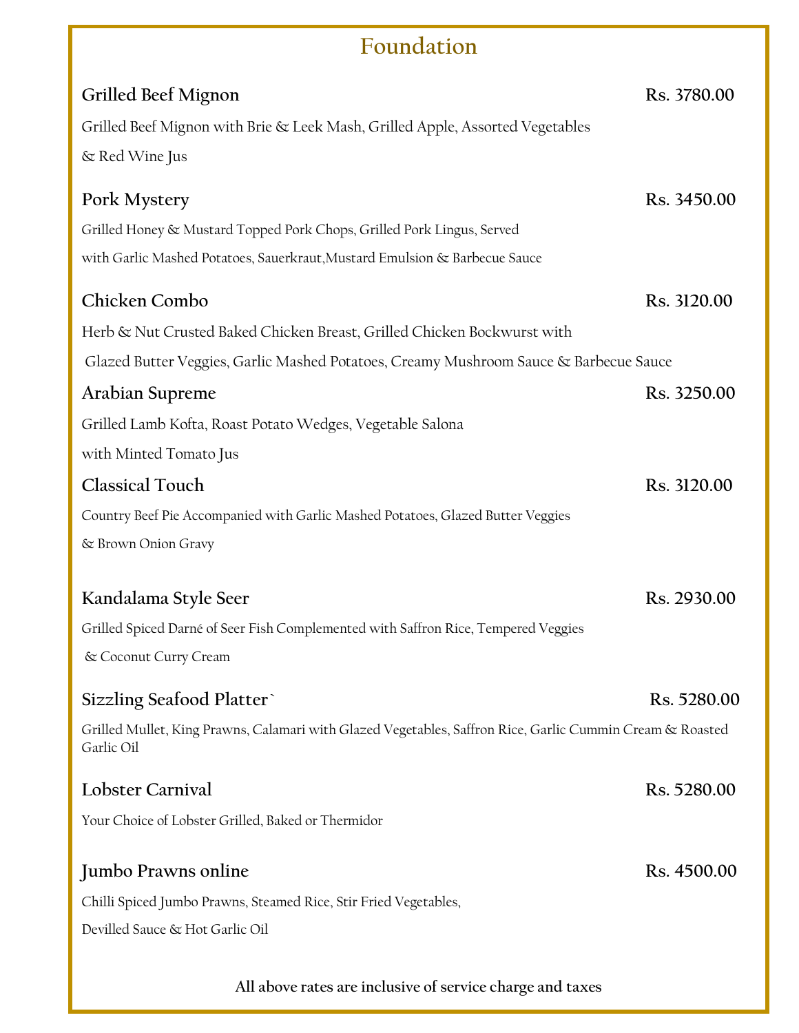## Foundation

**Grilled Beef Mignon** — **Rs. 3780.00**

Grilled Beef Mignon with Brie & Leek Mash, Grilled Apple, Assorted Vegetables & Red Wine Jus

**Pork Mystery** — **Rs. 3450.00**

Grilled Honey & Mustard Topped Pork Chops, Grilled Pork Lingus, Served with Garlic Mashed Potatoes, Sauerkraut,Mustard Emulsion & Barbecue Sauce

**Chicken Combo** — **Rs. 3120.00**

Herb & Nut Crusted Baked Chicken Breast, Grilled Chicken Bockwurst with Glazed Butter Veggies, Garlic Mashed Potatoes, Creamy Mushroom Sauce & Barbecue Sauce

**Arabian Supreme** — **Rs. 3250.00**

Grilled Lamb Kofta, Roast Potato Wedges, Vegetable Salona with Minted Tomato Jus

**Classical Touch** — **Rs. 3120.00**

Country Beef Pie Accompanied with Garlic Mashed Potatoes, Glazed Butter Veggies & Brown Onion Gravy

**Kandalama Style Seer** — **Rs. 2930.00**

Grilled Spiced Darné of Seer Fish Complemented with Saffron Rice, Tempered Veggies & Coconut Curry Cream

**Sizzling Seafood Platter`** — **Rs. 5280.00**

Grilled Mullet, King Prawns, Calamari with Glazed Vegetables, Saffron Rice, Garlic Cumin Cream & Roasted Garlic Oil

**Lobster Carnival** — **Rs. 5280.00**

Your Choice of Lobster Grilled, Baked or Thermidor

**Jumbo Prawns online** — **Rs. 4500.00**

Chilli Spiced Jumbo Prawns, Steamed Rice, Stir Fried Vegetables, Devilled Sauce & Hot Garlic Oil

**All above rates are inclusive of service charge and taxes**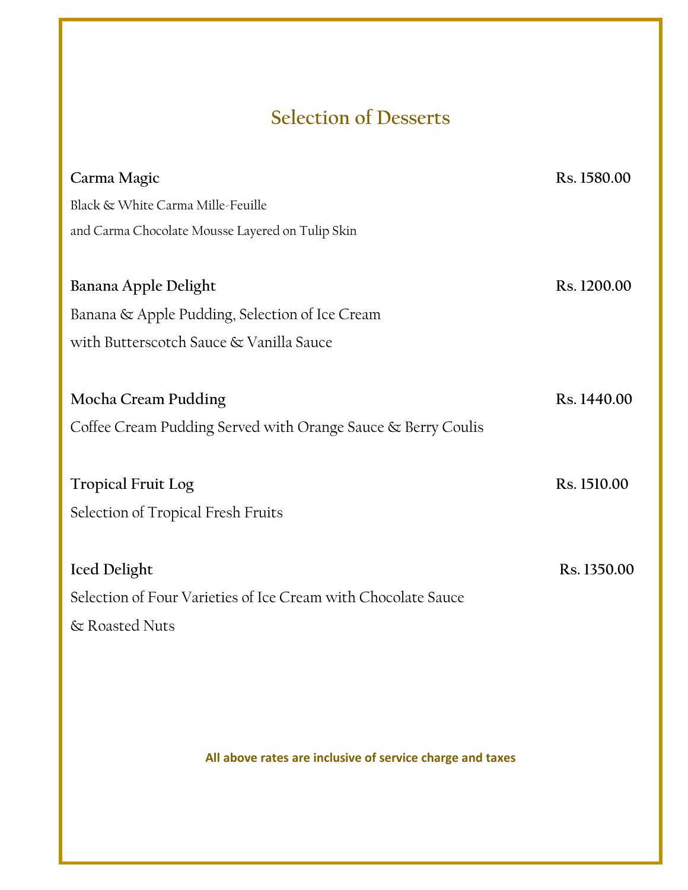# Selection of Desserts

**Carma Magic** **Rs. 1580.00**

Black & White Carma Mille-Feuille

and Carma Chocolate Mousse Layered on Tulip Skin

**Banana Apple Delight** **Rs. 1200.00**

Banana & Apple Pudding, Selection of Ice Cream

with Butterscotch Sauce & Vanilla Sauce

**Mocha Cream Pudding** **Rs. 1440.00**

Coffee Cream Pudding Served with Orange Sauce & Berry Coulis

**Tropical Fruit Log** **Rs. 1510.00**

Selection of Tropical Fresh Fruits

**Iced Delight** **Rs. 1350.00**

Selection of Four Varieties of Ice Cream with Chocolate Sauce

& Roasted Nuts

**All above rates are inclusive of service charge and taxes**